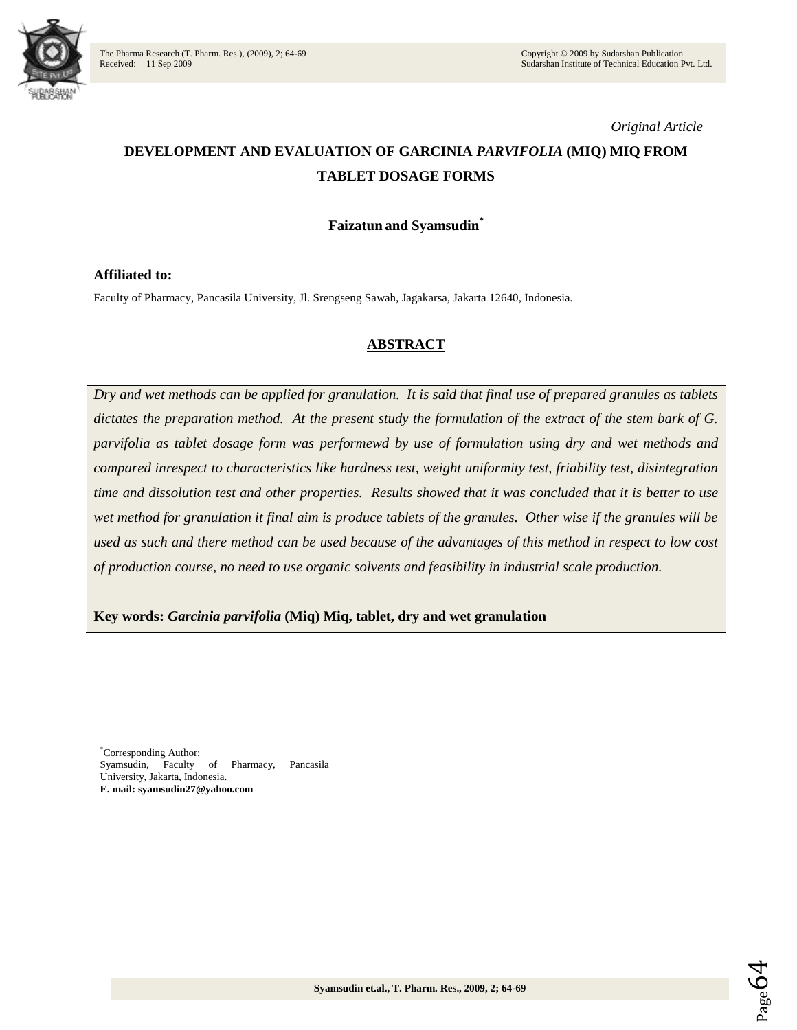*Original Article*

# DEVELOPMENT AND EVALUATION OF GARCINIA *PARVIFOLIA* (MIQ) MIQ FROM TABLET DOSAGE FORMS

**Faizatun and Syamsudin***

**Affiliated to:**

Faculty of Pharmacy, Pancasila University, Jl. Srengseng Sawah, Jagakarsa, Jakarta 12640, Indonesia.

## ABSTRACT

*Dry and wet methods can be applied for granulation. It is said that final use of prepared granules as tablets dictates the preparation method. At the present study the formulation of the extract of the stem bark of G. parvifolia as tablet dosage form was performewd by use of formulation using dry and wet methods and compared inrespect to characteristics like hardness test, weight uniformity test, friability test, disintegration time and dissolution test and other properties. Results showed that it was concluded that it is better to use wet method for granulation it final aim is produce tablets of the granules. Other wise if the granules will be used as such and there method can be used because of the advantages of this method in respect to low cost of production course, no need to use organic solvents and feasibility in industrial scale production.*

**Key words:** ***Garcinia parvifolia*** **(Miq) Miq, tablet, dry and wet granulation**

*Corresponding Author:
Syamsudin, Faculty of Pharmacy, Pancasila University, Jakarta, Indonesia.
**E. mail: syamsudin27@yahoo.com**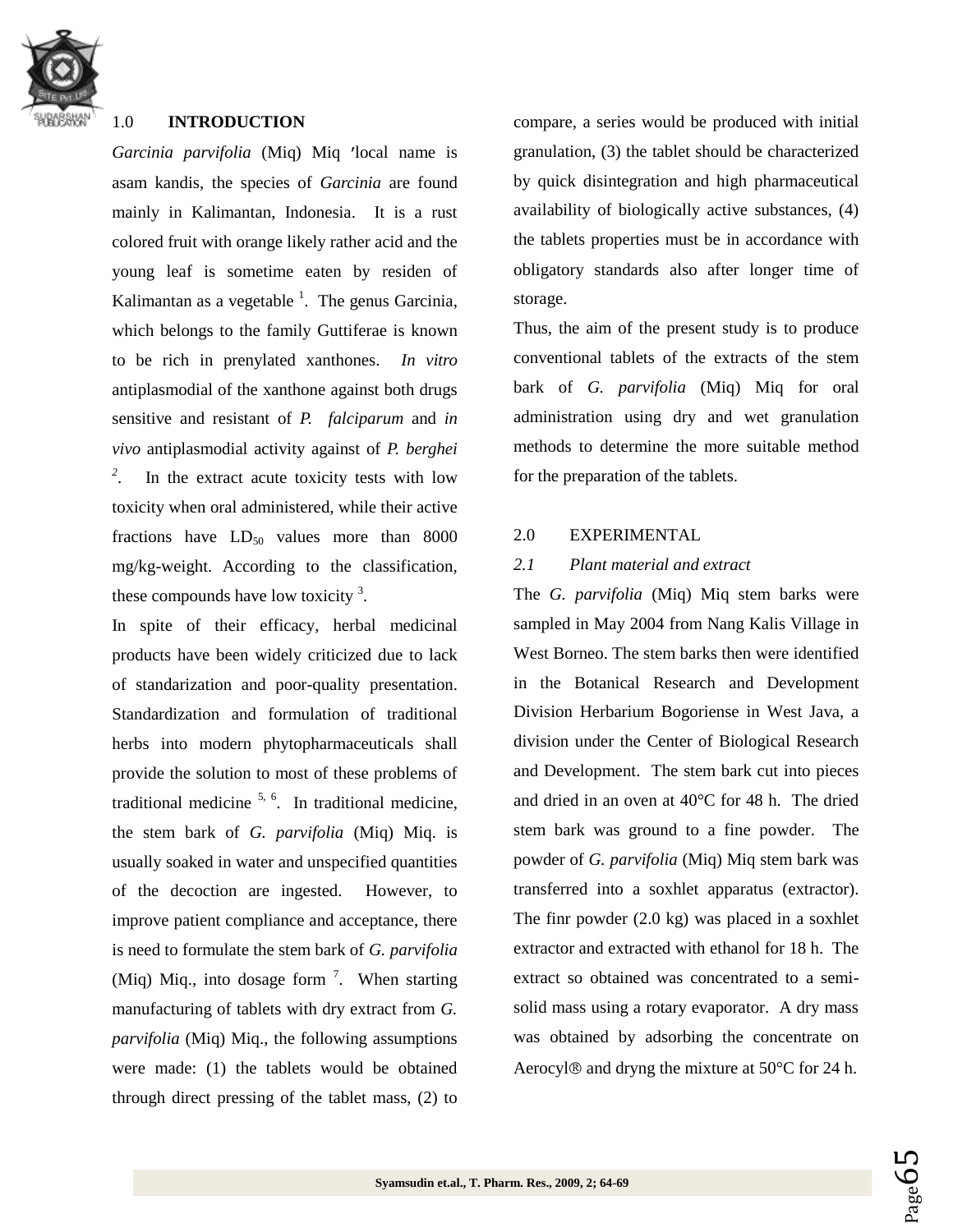## 1.0 INTRODUCTION

*Garcinia parvifolia* (Miq) Miq ′local name is asam kandis, the species of *Garcinia* are found mainly in Kalimantan, Indonesia. It is a rust colored fruit with orange likely rather acid and the young leaf is sometime eaten by residen of Kalimantan as a vegetable [1]. The genus Garcinia, which belongs to the family Guttiferae is known to be rich in prenylated xanthones. *In vitro* antiplasmodial of the xanthone against both drugs sensitive and resistant of *P. falciparum* and *in vivo* antiplasmodial activity against of *P. berghei* [2]. In the extract acute toxicity tests with low toxicity when oral administered, while their active fractions have $LD_{50}$ values more than 8000 mg/kg-weight. According to the classification, these compounds have low toxicity [3].

In spite of their efficacy, herbal medicinal products have been widely criticized due to lack of standarization and poor-quality presentation. Standardization and formulation of traditional herbs into modern phytopharmaceuticals shall provide the solution to most of these problems of traditional medicine [5, 6]. In traditional medicine, the stem bark of *G. parvifolia* (Miq) Miq. is usually soaked in water and unspecified quantities of the decoction are ingested. However, to improve patient compliance and acceptance, there is need to formulate the stem bark of *G. parvifolia* (Miq) Miq., into dosage form [7]. When starting manufacturing of tablets with dry extract from *G. parvifolia* (Miq) Miq., the following assumptions were made: (1) the tablets would be obtained through direct pressing of the tablet mass, (2) to compare, a series would be produced with initial granulation, (3) the tablet should be characterized by quick disintegration and high pharmaceutical availability of biologically active substances, (4) the tablets properties must be in accordance with obligatory standards also after longer time of storage.

Thus, the aim of the present study is to produce conventional tablets of the extracts of the stem bark of *G. parvifolia* (Miq) Miq for oral administration using dry and wet granulation methods to determine the more suitable method for the preparation of the tablets.

## 2.0 EXPERIMENTAL

### *2.1 Plant material and extract*

The *G. parvifolia* (Miq) Miq stem barks were sampled in May 2004 from Nang Kalis Village in West Borneo. The stem barks then were identified in the Botanical Research and Development Division Herbarium Bogoriense in West Java, a division under the Center of Biological Research and Development. The stem bark cut into pieces and dried in an oven at 40°C for 48 h. The dried stem bark was ground to a fine powder. The powder of *G. parvifolia* (Miq) Miq stem bark was transferred into a soxhlet apparatus (extractor). The finr powder (2.0 kg) was placed in a soxhlet extractor and extracted with ethanol for 18 h. The extract so obtained was concentrated to a semi-solid mass using a rotary evaporator. A dry mass was obtained by adsorbing the concentrate on Aerocyl® and dryng the mixture at 50°C for 24 h.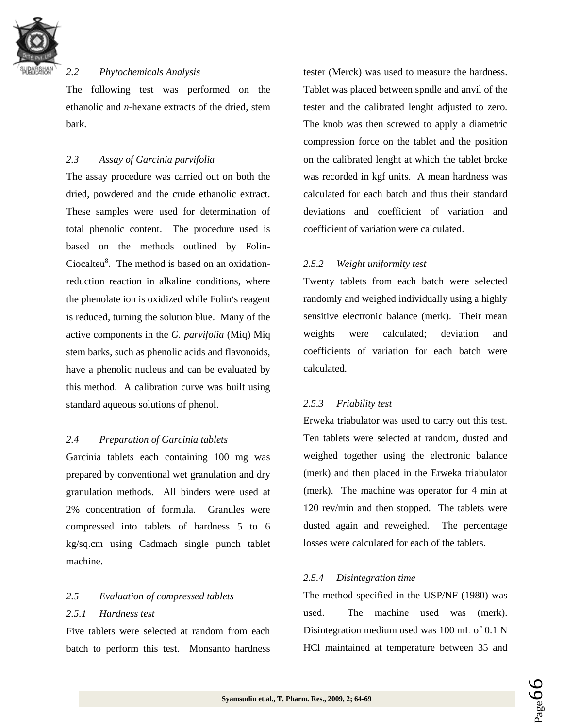### 2.2 Phytochemicals Analysis

The following test was performed on the ethanolic and *n*-hexane extracts of the dried, stem bark.

### 2.3 Assay of Garcinia parvifolia

The assay procedure was carried out on both the dried, powdered and the crude ethanolic extract. These samples were used for determination of total phenolic content. The procedure used is based on the methods outlined by Folin-Ciocalteu[8]. The method is based on an oxidation-reduction reaction in alkaline conditions, where the phenolate ion is oxidized while Folin′s reagent is reduced, turning the solution blue. Many of the active components in the *G. parvifolia* (Miq) Miq stem barks, such as phenolic acids and flavonoids, have a phenolic nucleus and can be evaluated by this method. A calibration curve was built using standard aqueous solutions of phenol.

### 2.4 Preparation of Garcinia tablets

Garcinia tablets each containing 100 mg was prepared by conventional wet granulation and dry granulation methods. All binders were used at 2% concentration of formula. Granules were compressed into tablets of hardness 5 to 6 kg/sq.cm using Cadmach single punch tablet machine.

### 2.5 Evaluation of compressed tablets

#### 2.5.1 Hardness test

Five tablets were selected at random from each batch to perform this test. Monsanto hardness tester (Merck) was used to measure the hardness. Tablet was placed between spndle and anvil of the tester and the calibrated lenght adjusted to zero. The knob was then screwed to apply a diametric compression force on the tablet and the position on the calibrated lenght at which the tablet broke was recorded in kgf units. A mean hardness was calculated for each batch and thus their standard deviations and coefficient of variation and coefficient of variation were calculated.

#### 2.5.2 Weight uniformity test

Twenty tablets from each batch were selected randomly and weighed individually using a highly sensitive electronic balance (merk). Their mean weights were calculated; deviation and coefficients of variation for each batch were calculated.

#### 2.5.3 Friability test

Erweka triabulator was used to carry out this test. Ten tablets were selected at random, dusted and weighed together using the electronic balance (merk) and then placed in the Erweka triabulator (merk). The machine was operator for 4 min at 120 rev/min and then stopped. The tablets were dusted again and reweighed. The percentage losses were calculated for each of the tablets.

#### 2.5.4 Disintegration time

The method specified in the USP/NF (1980) was used. The machine used was (merk). Disintegration medium used was 100 mL of 0.1 N HCl maintained at temperature between 35 and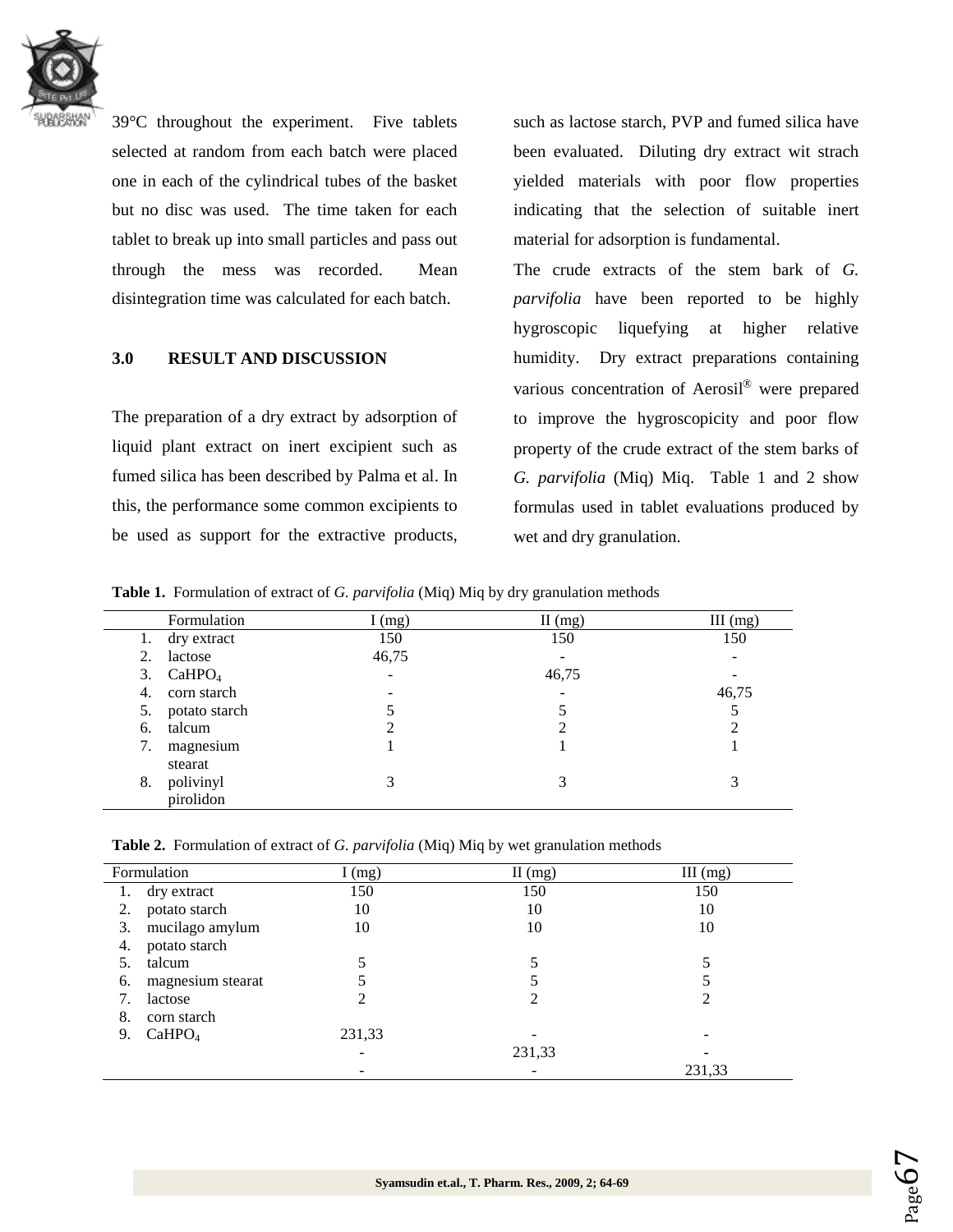39°C throughout the experiment. Five tablets selected at random from each batch were placed one in each of the cylindrical tubes of the basket but no disc was used. The time taken for each tablet to break up into small particles and pass out through the mess was recorded. Mean disintegration time was calculated for each batch.

## 3.0 RESULT AND DISCUSSION

The preparation of a dry extract by adsorption of liquid plant extract on inert excipient such as fumed silica has been described by Palma et al. In this, the performance some common excipients to be used as support for the extractive products, such as lactose starch, PVP and fumed silica have been evaluated. Diluting dry extract wit strach yielded materials with poor flow properties indicating that the selection of suitable inert material for adsorption is fundamental.

The crude extracts of the stem bark of *G. parvifolia* have been reported to be highly hygroscopic liquefying at higher relative humidity. Dry extract preparations containing various concentration of Aerosil® were prepared to improve the hygroscopicity and poor flow property of the crude extract of the stem barks of *G. parvifolia* (Miq) Miq. Table 1 and 2 show formulas used in tablet evaluations produced by wet and dry granulation.

**Table 1.** Formulation of extract of *G. parvifolia* (Miq) Miq by dry granulation methods

| | Formulation | I (mg) | II (mg) | III (mg) |
|---|---|---|---|---|
| 1. | dry extract | 150 | 150 | 150 |
| 2. | lactose | 46,75 | - | - |
| 3. | $CaHPO_4$ | - | 46,75 | - |
| 4. | corn starch | - | - | 46,75 |
| 5. | potato starch | 5 | 5 | 5 |
| 6. | talcum | 2 | 2 | 2 |
| 7. | magnesium stearat | 1 | 1 | 1 |
| 8. | polivinyl pirolidon | 3 | 3 | 3 |

**Table 2.** Formulation of extract of *G. parvifolia* (Miq) Miq by wet granulation methods

| Formulation | I (mg) | II (mg) | III (mg) |
|---|---|---|---|
| 1. dry extract | 150 | 150 | 150 |
| 2. potato starch | 10 | 10 | 10 |
| 3. mucilago amylum | 10 | 10 | 10 |
| 4. potato starch | | | |
| 5. talcum | 5 | 5 | 5 |
| 6. magnesium stearat | 5 | 5 | 5 |
| 7. lactose | 2 | 2 | 2 |
| 8. corn starch | | | |
| 9. $CaHPO_4$ | 231,33 | - | - |
| | - | 231,33 | - |
| | - | - | 231,33 |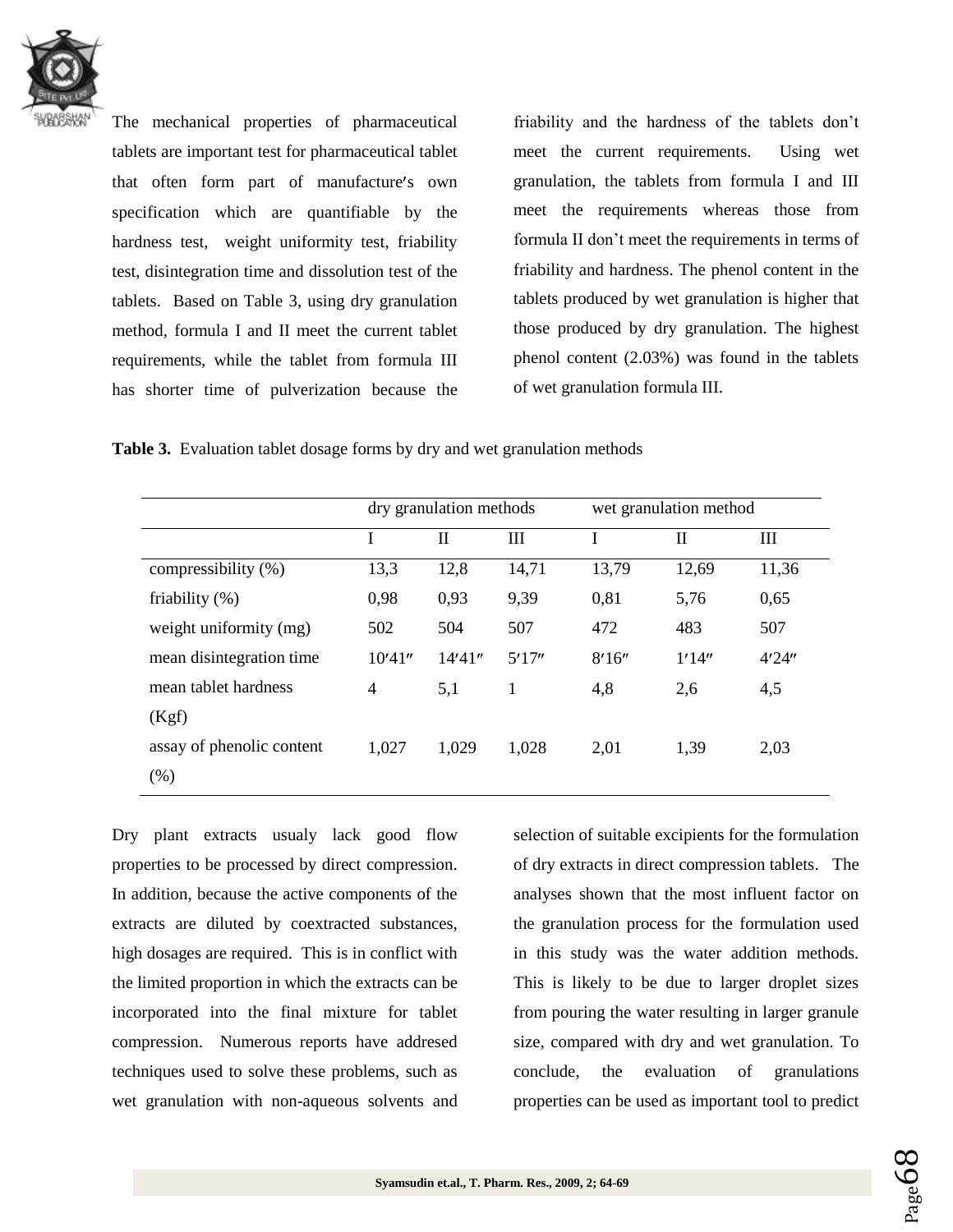The mechanical properties of pharmaceutical tablets are important test for pharmaceutical tablet that often form part of manufacture′s own specification which are quantifiable by the hardness test, weight uniformity test, friability test, disintegration time and dissolution test of the tablets. Based on Table 3, using dry granulation method, formula I and II meet the current tablet requirements, while the tablet from formula III has shorter time of pulverization because the friability and the hardness of the tablets don't meet the current requirements. Using wet granulation, the tablets from formula I and III meet the requirements whereas those from formula II don't meet the requirements in terms of friability and hardness. The phenol content in the tablets produced by wet granulation is higher that those produced by dry granulation. The highest phenol content (2.03%) was found in the tablets of wet granulation formula III.

**Table 3.** Evaluation tablet dosage forms by dry and wet granulation methods

| | dry granulation methods | | | wet granulation method | | |
|---|---|---|---|---|---|---|
| | I | II | III | I | II | III |
| compressibility (%) | 13,3 | 12,8 | 14,71 | 13,79 | 12,69 | 11,36 |
| friability (%) | 0,98 | 0,93 | 9,39 | 0,81 | 5,76 | 0,65 |
| weight uniformity (mg) | 502 | 504 | 507 | 472 | 483 | 507 |
| mean disintegration time | 10′41″ | 14′41″ | 5′17″ | 8′16″ | 1′14″ | 4′24″ |
| mean tablet hardness (Kgf) | 4 | 5,1 | 1 | 4,8 | 2,6 | 4,5 |
| assay of phenolic content (%) | 1,027 | 1,029 | 1,028 | 2,01 | 1,39 | 2,03 |

Dry plant extracts usualy lack good flow properties to be processed by direct compression. In addition, because the active components of the extracts are diluted by coextracted substances, high dosages are required. This is in conflict with the limited proportion in which the extracts can be incorporated into the final mixture for tablet compression. Numerous reports have addresed techniques used to solve these problems, such as wet granulation with non-aqueous solvents and selection of suitable excipients for the formulation of dry extracts in direct compression tablets. The analyses shown that the most influent factor on the granulation process for the formulation used in this study was the water addition methods. This is likely to be due to larger droplet sizes from pouring the water resulting in larger granule size, compared with dry and wet granulation. To conclude, the evaluation of granulations properties can be used as important tool to predict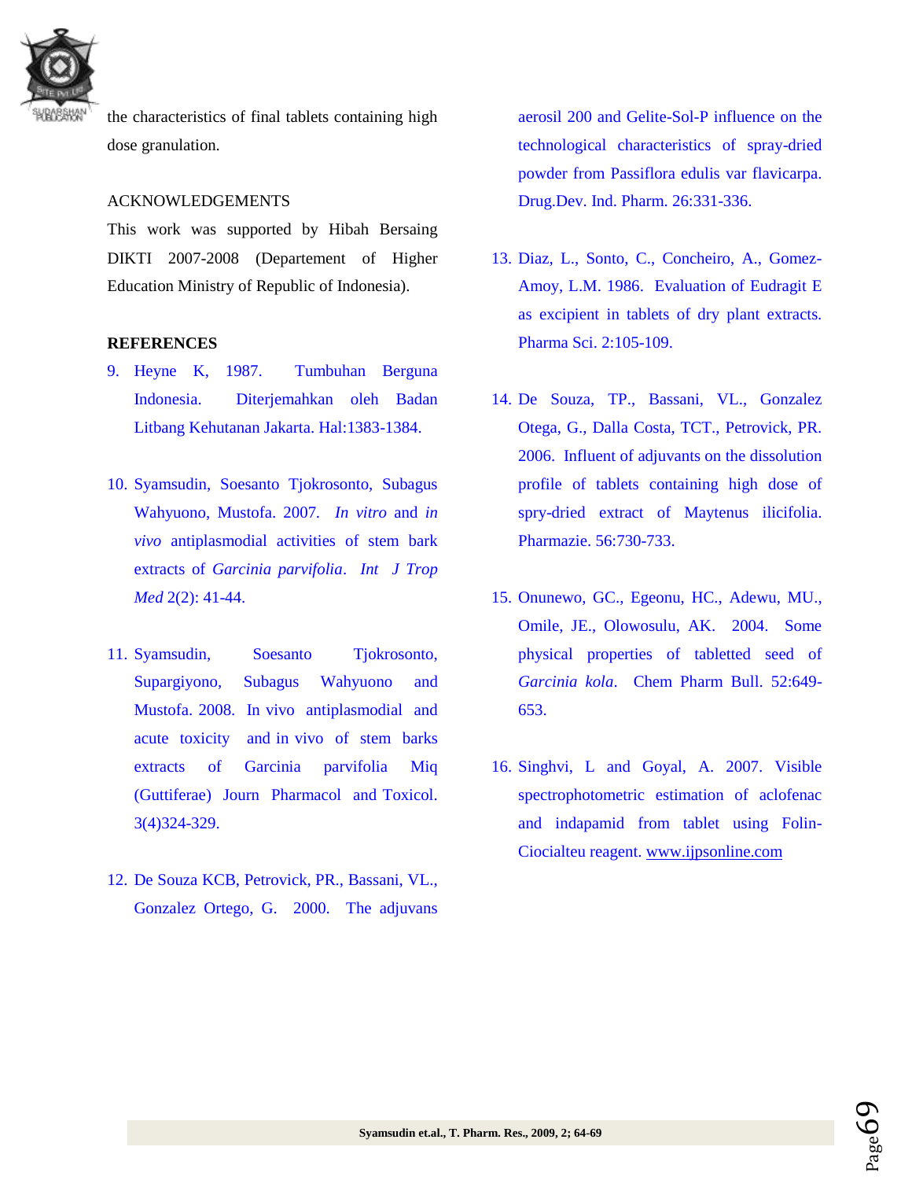the characteristics of final tablets containing high dose granulation.

## ACKNOWLEDGEMENTS

This work was supported by Hibah Bersaing DIKTI 2007-2008 (Departement of Higher Education Ministry of Republic of Indonesia).

## REFERENCES

9. Heyne K, 1987. Tumbuhan Berguna Indonesia. Diterjemahkan oleh Badan Litbang Kehutanan Jakarta. Hal:1383-1384.

10. Syamsudin, Soesanto Tjokrosonto, Subagus Wahyuono, Mustofa. 2007. *In vitro* and *in vivo* antiplasmodial activities of stem bark extracts of *Garcinia parvifolia*. *Int J Trop Med* 2(2): 41-44.

11. Syamsudin, Soesanto Tjokrosonto, Supargiyono, Subagus Wahyuono and Mustofa. 2008. In vivo antiplasmodial and acute toxicity and in vivo of stem barks extracts of Garcinia parvifolia Miq (Guttiferae) Journ Pharmacol and Toxicol. 3(4)324-329.

12. De Souza KCB, Petrovick, PR., Bassani, VL., Gonzalez Ortego, G. 2000. The adjuvans aerosil 200 and Gelite-Sol-P influence on the technological characteristics of spray-dried powder from Passiflora edulis var flavicarpa. Drug.Dev. Ind. Pharm. 26:331-336.

13. Diaz, L., Sonto, C., Concheiro, A., Gomez-Amoy, L.M. 1986. Evaluation of Eudragit E as excipient in tablets of dry plant extracts. Pharma Sci. 2:105-109.

14. De Souza, TP., Bassani, VL., Gonzalez Otega, G., Dalla Costa, TCT., Petrovick, PR. 2006. Influent of adjuvants on the dissolution profile of tablets containing high dose of spry-dried extract of Maytenus ilicifolia. Pharmazie. 56:730-733.

15. Onunewo, GC., Egeonu, HC., Adewu, MU., Omile, JE., Olowosulu, AK. 2004. Some physical properties of tabletted seed of *Garcinia kola*. Chem Pharm Bull. 52:649-653.

16. Singhvi, L and Goyal, A. 2007. Visible spectrophotometric estimation of aclofenac and indapamid from tablet using Folin-Ciocialteu reagent. www.ijpsonline.com